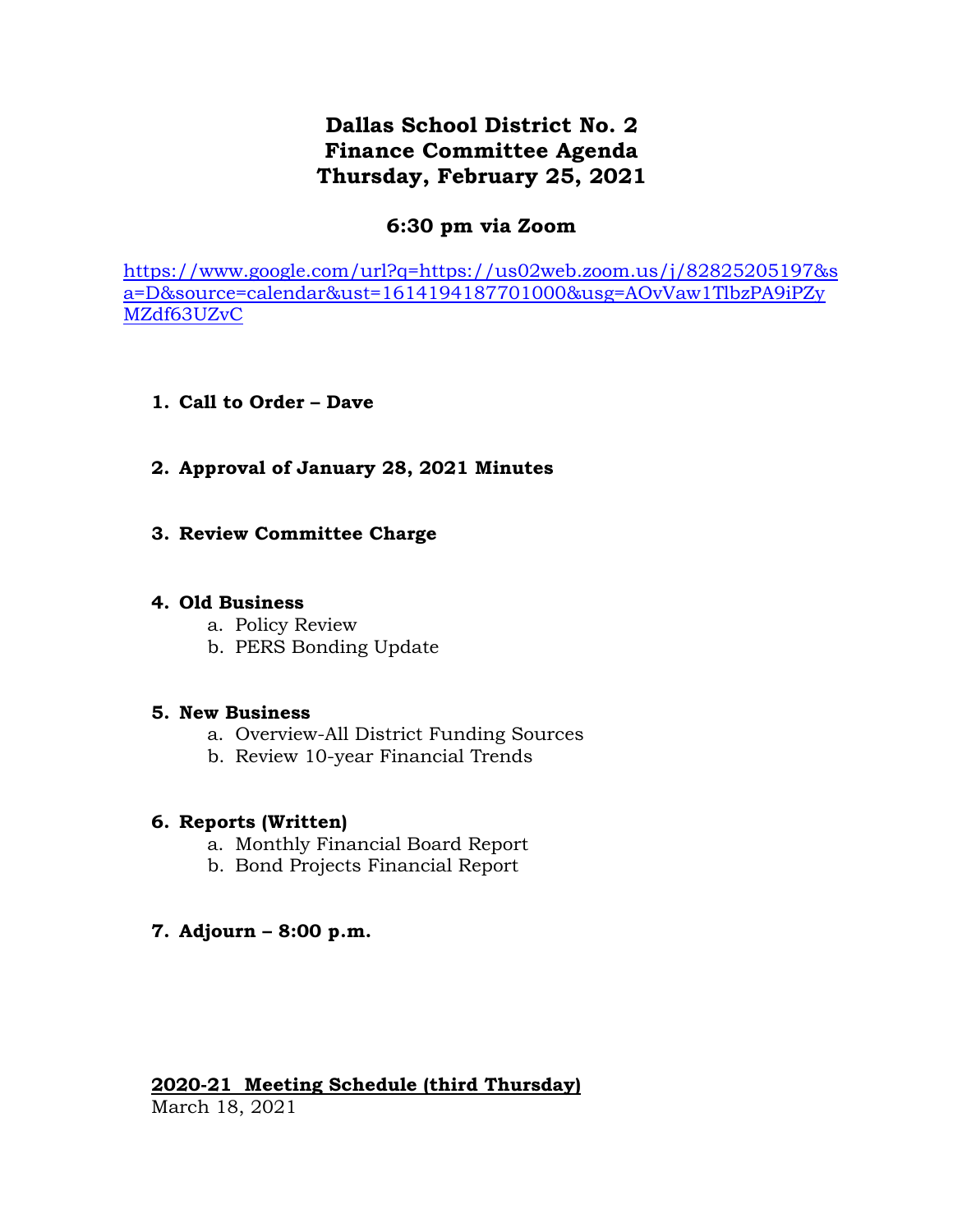# Dallas School District No. 2
# Finance Committee Agenda
# Thursday, February 25, 2021

## 6:30 pm via Zoom

https://www.google.com/url?q=https://us02web.zoom.us/j/82825205197&sa=D&source=calendar&ust=1614194187701000&usg=AOvVaw1TlbzPA9iPZyMZdf63UZvC

1. **Call to Order – Dave**

2. **Approval of January 28, 2021 Minutes**

3. **Review Committee Charge**

4. **Old Business**
   a. Policy Review
   b. PERS Bonding Update

5. **New Business**
   a. Overview-All District Funding Sources
   b. Review 10-year Financial Trends

6. **Reports (Written)**
   a. Monthly Financial Board Report
   b. Bond Projects Financial Report

7. **Adjourn – 8:00 p.m.**

**2020-21 Meeting Schedule (third Thursday)**
March 18, 2021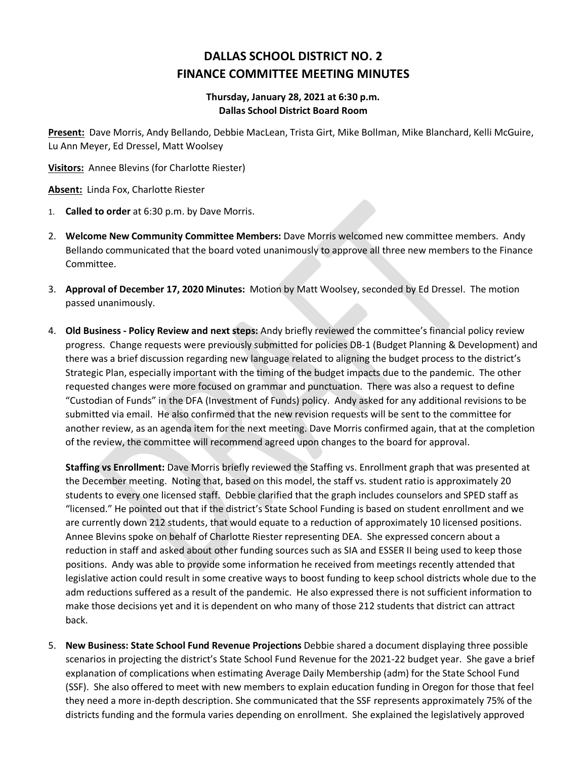# DALLAS SCHOOL DISTRICT NO. 2
# FINANCE COMMITTEE MEETING MINUTES

**Thursday, January 28, 2021 at 6:30 p.m.**
**Dallas School District Board Room**

**Present:** Dave Morris, Andy Bellando, Debbie MacLean, Trista Girt, Mike Bollman, Mike Blanchard, Kelli McGuire, Lu Ann Meyer, Ed Dressel, Matt Woolsey

**Visitors:** Annee Blevins (for Charlotte Riester)

**Absent:** Linda Fox, Charlotte Riester

1. **Called to order** at 6:30 p.m. by Dave Morris.

2. **Welcome New Community Committee Members:** Dave Morris welcomed new committee members. Andy Bellando communicated that the board voted unanimously to approve all three new members to the Finance Committee.

3. **Approval of December 17, 2020 Minutes:** Motion by Matt Woolsey, seconded by Ed Dressel. The motion passed unanimously.

4. **Old Business - Policy Review and next steps:** Andy briefly reviewed the committee's financial policy review progress. Change requests were previously submitted for policies DB-1 (Budget Planning & Development) and there was a brief discussion regarding new language related to aligning the budget process to the district's Strategic Plan, especially important with the timing of the budget impacts due to the pandemic. The other requested changes were more focused on grammar and punctuation. There was also a request to define "Custodian of Funds" in the DFA (Investment of Funds) policy. Andy asked for any additional revisions to be submitted via email. He also confirmed that the new revision requests will be sent to the committee for another review, as an agenda item for the next meeting. Dave Morris confirmed again, that at the completion of the review, the committee will recommend agreed upon changes to the board for approval.

   **Staffing vs Enrollment:** Dave Morris briefly reviewed the Staffing vs. Enrollment graph that was presented at the December meeting. Noting that, based on this model, the staff vs. student ratio is approximately 20 students to every one licensed staff. Debbie clarified that the graph includes counselors and SPED staff as "licensed." He pointed out that if the district's State School Funding is based on student enrollment and we are currently down 212 students, that would equate to a reduction of approximately 10 licensed positions. Annee Blevins spoke on behalf of Charlotte Riester representing DEA. She expressed concern about a reduction in staff and asked about other funding sources such as SIA and ESSER II being used to keep those positions. Andy was able to provide some information he received from meetings recently attended that legislative action could result in some creative ways to boost funding to keep school districts whole due to the adm reductions suffered as a result of the pandemic. He also expressed there is not sufficient information to make those decisions yet and it is dependent on who many of those 212 students that district can attract back.

5. **New Business: State School Fund Revenue Projections** Debbie shared a document displaying three possible scenarios in projecting the district's State School Fund Revenue for the 2021-22 budget year. She gave a brief explanation of complications when estimating Average Daily Membership (adm) for the State School Fund (SSF). She also offered to meet with new members to explain education funding in Oregon for those that feel they need a more in-depth description. She communicated that the SSF represents approximately 75% of the districts funding and the formula varies depending on enrollment. She explained the legislatively approved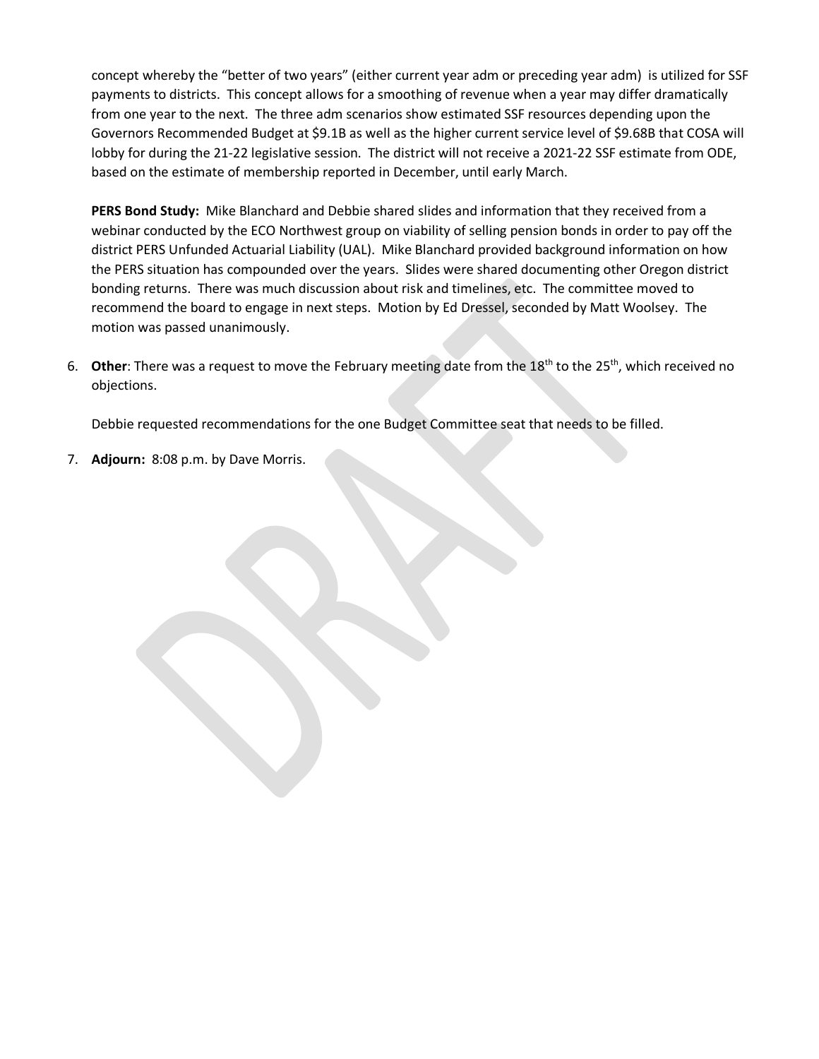concept whereby the "better of two years" (either current year adm or preceding year adm) is utilized for SSF payments to districts. This concept allows for a smoothing of revenue when a year may differ dramatically from one year to the next. The three adm scenarios show estimated SSF resources depending upon the Governors Recommended Budget at $9.1B as well as the higher current service level of $9.68B that COSA will lobby for during the 21-22 legislative session. The district will not receive a 2021-22 SSF estimate from ODE, based on the estimate of membership reported in December, until early March.

**PERS Bond Study:** Mike Blanchard and Debbie shared slides and information that they received from a webinar conducted by the ECO Northwest group on viability of selling pension bonds in order to pay off the district PERS Unfunded Actuarial Liability (UAL). Mike Blanchard provided background information on how the PERS situation has compounded over the years. Slides were shared documenting other Oregon district bonding returns. There was much discussion about risk and timelines, etc. The committee moved to recommend the board to engage in next steps. Motion by Ed Dressel, seconded by Matt Woolsey. The motion was passed unanimously.

6. **Other**: There was a request to move the February meeting date from the 18th to the 25th, which received no objections.

   Debbie requested recommendations for the one Budget Committee seat that needs to be filled.

7. **Adjourn:** 8:08 p.m. by Dave Morris.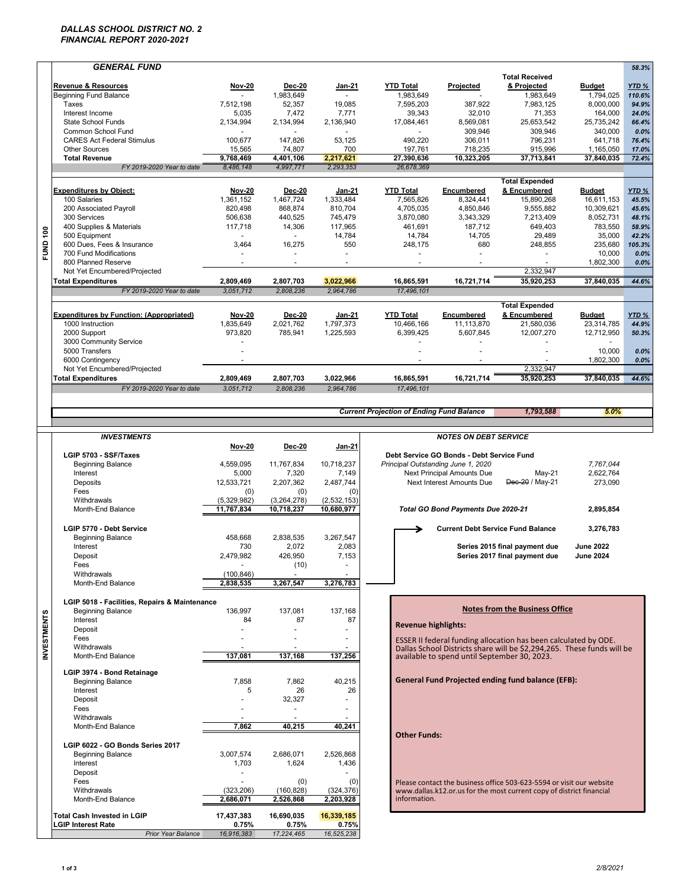# DALLAS SCHOOL DISTRICT NO. 2
## FINANCIAL REPORT 2020-2021

### FUND 100

### GENERAL FUND — 58.3%

| Revenue & Resources | Nov-20 | Dec-20 | Jan-21 | YTD Total | Projected | Total Received & Projected | Budget | YTD % |
|---|---|---|---|---|---|---|---|---|
| Beginning Fund Balance | - | 1,983,649 | - | 1,983,649 | - | 1,983,649 | 1,794,025 | 110.6% |
| Taxes | 7,512,198 | 52,357 | 19,085 | 7,595,203 | 387,922 | 7,983,125 | 8,000,000 | 94.9% |
| Interest Income | 5,035 | 7,472 | 7,771 | 39,343 | 32,010 | 71,353 | 164,000 | 24.0% |
| State School Funds | 2,134,994 | 2,134,994 | 2,136,940 | 17,084,461 | 8,569,081 | 25,653,542 | 25,735,242 | 66.4% |
| Common School Fund | - | - | - | - | 309,946 | 309,946 | 340,000 | 0.0% |
| CARES Act Federal Stimulus | 100,677 | 147,826 | 53,125 | 490,220 | 306,011 | 796,231 | 641,718 | 76.4% |
| Other Sources | 15,565 | 74,807 | 700 | 197,761 | 718,235 | 915,996 | 1,165,050 | 17.0% |
| **Total Revenue** | **9,768,469** | **4,401,106** | **2,217,621** | **27,390,636** | **10,323,205** | **37,713,841** | **37,840,035** | **72.4%** |
| *FY 2019-2020 Year to date* | *8,486,148* | *4,997,771* | *2,293,353* | *26,678,369* | | | | |

| Expenditures by Object: | Nov-20 | Dec-20 | Jan-21 | YTD Total | Encumbered | Total Expended & Encumbered | Budget | YTD % |
|---|---|---|---|---|---|---|---|---|
| 100 Salaries | 1,361,152 | 1,467,724 | 1,333,484 | 7,565,826 | 8,324,441 | 15,890,268 | 16,611,153 | 45.5% |
| 200 Associated Payroll | 820,498 | 868,874 | 810,704 | 4,705,035 | 4,850,846 | 9,555,882 | 10,309,621 | 45.6% |
| 300 Services | 506,638 | 440,525 | 745,479 | 3,870,080 | 3,343,329 | 7,213,409 | 8,052,731 | 48.1% |
| 400 Supplies & Materials | 117,718 | 14,306 | 117,965 | 461,691 | 187,712 | 649,403 | 783,550 | 58.9% |
| 500 Equipment | - | - | 14,784 | 14,784 | 14,705 | 29,489 | 35,000 | 42.2% |
| 600 Dues, Fees & Insurance | 3,464 | 16,275 | 550 | 248,175 | 680 | 248,855 | 235,680 | 105.3% |
| 700 Fund Modifications | - | - | - | - | - | - | 10,000 | 0.0% |
| 800 Planned Reserve | - | - | - | - | - | - | 1,802,300 | 0.0% |
| Not Yet Encumbered/Projected | | | | | | 2,332,947 | | |
| **Total Expenditures** | **2,809,469** | **2,807,703** | **3,022,966** | **16,865,591** | **16,721,714** | **35,920,253** | **37,840,035** | **44.6%** |
| *FY 2019-2020 Year to date* | *3,051,712* | *2,808,236* | *2,964,786* | *17,496,101* | | | | |

| Expenditures by Function: (Appropriated) | Nov-20 | Dec-20 | Jan-21 | YTD Total | Encumbered | Total Expended & Encumbered | Budget | YTD % |
|---|---|---|---|---|---|---|---|---|
| 1000 Instruction | 1,835,649 | 2,021,762 | 1,797,373 | 10,466,166 | 11,113,870 | 21,580,036 | 23,314,785 | 44.9% |
| 2000 Support | 973,820 | 785,941 | 1,225,593 | 6,399,425 | 5,607,845 | 12,007,270 | 12,712,950 | 50.3% |
| 3000 Community Service | - | | | - | - | - | - | |
| 5000 Transfers | - | | | - | - | - | 10,000 | 0.0% |
| 6000 Contingency | - | | | - | - | - | 1,802,300 | 0.0% |
| Not Yet Encumbered/Projected | | | | | | 2,332,947 | | |
| **Total Expenditures** | **2,809,469** | **2,807,703** | **3,022,966** | **16,865,591** | **16,721,714** | **35,920,253** | **37,840,035** | **44.6%** |
| *FY 2019-2020 Year to date* | *3,051,712* | *2,808,236* | *2,964,786* | *17,496,101* | | | | |

***Current Projection of Ending Fund Balance*** — ***1,793,588*** — ***5.0%***

### INVESTMENTS

| | Nov-20 | Dec-20 | Jan-21 |
|---|---|---|---|
| **LGIP 5703 - SSF/Taxes** | | | |
| Beginning Balance | 4,559,095 | 11,767,834 | 10,718,237 |
| Interest | 5,000 | 7,320 | 7,149 |
| Deposits | 12,533,721 | 2,207,362 | 2,487,744 |
| Fees | (0) | (0) | (0) |
| Withdrawals | (5,329,982) | (3,264,278) | (2,532,153) |
| Month-End Balance | **11,767,834** | **10,718,237** | **10,680,977** |
| **LGIP 5770 - Debt Service** | | | |
| Beginning Balance | 458,668 | 2,838,535 | 3,267,547 |
| Interest | 730 | 2,072 | 2,083 |
| Deposit | 2,479,982 | 426,950 | 7,153 |
| Fees | - | (10) | - |
| Withdrawals | (100,846) | - | - |
| Month-End Balance | **2,838,535** | **3,267,547** | **3,276,783** |
| **LGIP 5018 - Facilities, Repairs & Maintenance** | | | |
| Beginning Balance | 136,997 | 137,081 | 137,168 |
| Interest | 84 | 87 | 87 |
| Deposit | - | - | - |
| Fees | - | - | - |
| Withdrawals | - | - | - |
| Month-End Balance | **137,081** | **137,168** | **137,256** |
| **LGIP 3974 - Bond Retainage** | | | |
| Beginning Balance | 7,858 | 7,862 | 40,215 |
| Interest | 5 | 26 | 26 |
| Deposit | - | 32,327 | - |
| Fees | - | - | - |
| Withdrawals | - | - | - |
| Month-End Balance | **7,862** | **40,215** | **40,241** |
| **LGIP 6022 - GO Bonds Series 2017** | | | |
| Beginning Balance | 3,007,574 | 2,686,071 | 2,526,868 |
| Interest | 1,703 | 1,624 | 1,436 |
| Deposit | - | | - |
| Fees | - | (0) | (0) |
| Withdrawals | (323,206) | (160,828) | (324,376) |
| Month-End Balance | **2,686,071** | **2,526,868** | **2,203,928** |
| **Total Cash Invested in LGIP** | **17,437,383** | **16,690,035** | **16,339,185** |
| **LGIP Interest Rate** | **0.75%** | **0.75%** | **0.75%** |
| *Prior Year Balance* | *16,916,383* | *17,224,465* | *16,525,238* |

### NOTES ON DEBT SERVICE

**Debt Service GO Bonds - Debt Service Fund**

| | | |
|---|---|---|
| *Principal Outstanding June 1, 2020* | | *7,767,044* |
| Next Principal Amounts Due | May-21 | 2,622,764 |
| Next Interest Amounts Due | ~~Dec-20~~ / May-21 | 273,090 |
| ***Total GO Bond Payments Due 2020-21*** | | **2,895,854** |
| **Current Debt Service Fund Balance** | | **3,276,783** |
| **Series 2015 final payment due** | | **June 2022** |
| **Series 2017 final payment due** | | **June 2024** |

### Notes from the Business Office

**Revenue highlights:**

ESSER II federal funding allocation has been calculated by ODE. Dallas School Districts share will be $2,294,265. These funds will be available to spend until September 30, 2023.

**General Fund Projected ending fund balance (EFB):**

**Other Funds:**

Please contact the business office 503-623-5594 or visit our website www.dallas.k12.or.us for the most current copy of district financial information.

2/8/2021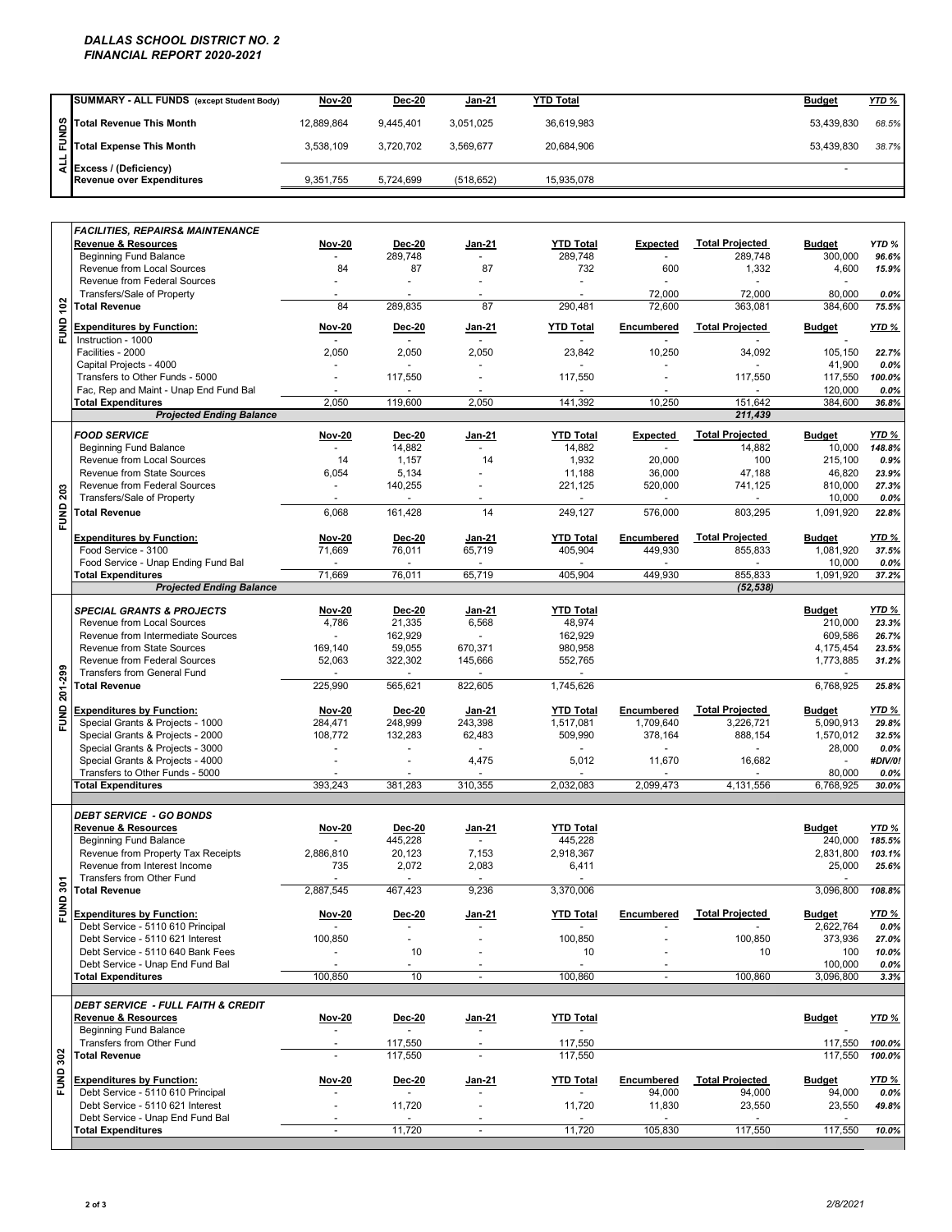# DALLAS SCHOOL DISTRICT NO. 2
## FINANCIAL REPORT 2020-2021

| ALL FUNDS | SUMMARY - ALL FUNDS (except Student Body) | Nov-20 | Dec-20 | Jan-21 | YTD Total | Budget | YTD % |
|---|---|---|---|---|---|---|---|
| | Total Revenue This Month | 12,889,864 | 9,445,401 | 3,051,025 | 36,619,983 | 53,439,830 | 68.5% |
| | Total Expense This Month | 3,538,109 | 3,720,702 | 3,569,677 | 20,684,906 | 53,439,830 | 38.7% |
| | Excess / (Deficiency) Revenue over Expenditures | 9,351,755 | 5,724,699 | (518,652) | 15,935,078 | - | |

### FUND 102 — FACILITIES, REPAIRS& MAINTENANCE

| Revenue & Resources | Nov-20 | Dec-20 | Jan-21 | YTD Total | Expected | Total Projected | Budget | YTD % |
|---|---|---|---|---|---|---|---|---|
| Beginning Fund Balance | - | 289,748 | - | 289,748 | - | 289,748 | 300,000 | 96.6% |
| Revenue from Local Sources | 84 | 87 | 87 | 732 | 600 | 1,332 | 4,600 | 15.9% |
| Revenue from Federal Sources | - | - | - | - | - | - | - | |
| Transfers/Sale of Property | - | - | - | - | 72,000 | 72,000 | 80,000 | 0.0% |
| Total Revenue | 84 | 289,835 | 87 | 290,481 | 72,600 | 363,081 | 384,600 | 75.5% |

| Expenditures by Function: | Nov-20 | Dec-20 | Jan-21 | YTD Total | Encumbered | Total Projected | Budget | YTD % |
|---|---|---|---|---|---|---|---|---|
| Instruction - 1000 | - | - | - | - | - | - | - | |
| Facilities - 2000 | 2,050 | 2,050 | 2,050 | 23,842 | 10,250 | 34,092 | 105,150 | 22.7% |
| Capital Projects - 4000 | - | - | - | - | - | - | 41,900 | 0.0% |
| Transfers to Other Funds - 5000 | - | 117,550 | - | 117,550 | - | 117,550 | 117,550 | 100.0% |
| Fac, Rep and Maint - Unap End Fund Bal | - | - | - | - | - | - | 120,000 | 0.0% |
| Total Expenditures | 2,050 | 119,600 | 2,050 | 141,392 | 10,250 | 151,642 | 384,600 | 36.8% |
| Projected Ending Balance | | | | | | 211,439 | | |

### FUND 203 — FOOD SERVICE

| | Nov-20 | Dec-20 | Jan-21 | YTD Total | Expected | Total Projected | Budget | YTD % |
|---|---|---|---|---|---|---|---|---|
| Beginning Fund Balance | - | 14,882 | - | 14,882 | - | 14,882 | 10,000 | 148.8% |
| Revenue from Local Sources | 14 | 1,157 | 14 | 1,932 | 20,000 | 100 | 215,100 | 0.9% |
| Revenue from State Sources | 6,054 | 5,134 | - | 11,188 | 36,000 | 47,188 | 46,820 | 23.9% |
| Revenue from Federal Sources | - | 140,255 | - | 221,125 | 520,000 | 741,125 | 810,000 | 27.3% |
| Transfers/Sale of Property | - | - | - | - | - | - | 10,000 | 0.0% |
| Total Revenue | 6,068 | 161,428 | 14 | 249,127 | 576,000 | 803,295 | 1,091,920 | 22.8% |

| Expenditures by Function: | Nov-20 | Dec-20 | Jan-21 | YTD Total | Encumbered | Total Projected | Budget | YTD % |
|---|---|---|---|---|---|---|---|---|
| Food Service - 3100 | 71,669 | 76,011 | 65,719 | 405,904 | 449,930 | 855,833 | 1,081,920 | 37.5% |
| Food Service - Unap Ending Fund Bal | - | - | - | - | - | - | 10,000 | 0.0% |
| Total Expenditures | 71,669 | 76,011 | 65,719 | 405,904 | 449,930 | 855,833 | 1,091,920 | 37.2% |
| Projected Ending Balance | | | | | | (52,538) | | |

### FUND 201-299 — SPECIAL GRANTS & PROJECTS

| | Nov-20 | Dec-20 | Jan-21 | YTD Total | Budget | YTD % |
|---|---|---|---|---|---|---|
| Revenue from Local Sources | 4,786 | 21,335 | 6,568 | 48,974 | 210,000 | 23.3% |
| Revenue from Intermediate Sources | - | 162,929 | - | 162,929 | 609,586 | 26.7% |
| Revenue from State Sources | 169,140 | 59,055 | 670,371 | 980,958 | 4,175,454 | 23.5% |
| Revenue from Federal Sources | 52,063 | 322,302 | 145,666 | 552,765 | 1,773,885 | 31.2% |
| Transfers from General Fund | - | - | - | - | - | |
| Total Revenue | 225,990 | 565,621 | 822,605 | 1,745,626 | 6,768,925 | 25.8% |

| Expenditures by Function: | Nov-20 | Dec-20 | Jan-21 | YTD Total | Encumbered | Total Projected | Budget | YTD % |
|---|---|---|---|---|---|---|---|---|
| Special Grants & Projects - 1000 | 284,471 | 248,999 | 243,398 | 1,517,081 | 1,709,640 | 3,226,721 | 5,090,913 | 29.8% |
| Special Grants & Projects - 2000 | 108,772 | 132,283 | 62,483 | 509,990 | 378,164 | 888,154 | 1,570,012 | 32.5% |
| Special Grants & Projects - 3000 | - | - | - | - | - | - | 28,000 | 0.0% |
| Special Grants & Projects - 4000 | - | - | 4,475 | 5,012 | 11,670 | 16,682 | - | #DIV/0! |
| Transfers to Other Funds - 5000 | - | - | - | - | - | - | 80,000 | 0.0% |
| Total Expenditures | 393,243 | 381,283 | 310,355 | 2,032,083 | 2,099,473 | 4,131,556 | 6,768,925 | 30.0% |

### FUND 301 — DEBT SERVICE - GO BONDS

| Revenue & Resources | Nov-20 | Dec-20 | Jan-21 | YTD Total | Budget | YTD % |
|---|---|---|---|---|---|---|
| Beginning Fund Balance | - | 445,228 | - | 445,228 | 240,000 | 185.5% |
| Revenue from Property Tax Receipts | 2,886,810 | 20,123 | 7,153 | 2,918,367 | 2,831,800 | 103.1% |
| Revenue from Interest Income | 735 | 2,072 | 2,083 | 6,411 | 25,000 | 25.6% |
| Transfers from Other Fund | - | - | - | - | - | |
| Total Revenue | 2,887,545 | 467,423 | 9,236 | 3,370,006 | 3,096,800 | 108.8% |

| Expenditures by Function: | Nov-20 | Dec-20 | Jan-21 | YTD Total | Encumbered | Total Projected | Budget | YTD % |
|---|---|---|---|---|---|---|---|---|
| Debt Service - 5110 610 Principal | - | - | - | - | - | - | 2,622,764 | 0.0% |
| Debt Service - 5110 621 Interest | 100,850 | - | - | 100,850 | - | 100,850 | 373,936 | 27.0% |
| Debt Service - 5110 640 Bank Fees | - | 10 | - | 10 | - | 10 | 100 | 10.0% |
| Debt Service - Unap End Fund Bal | - | - | - | - | - | | 100,000 | 0.0% |
| Total Expenditures | 100,850 | 10 | - | 100,860 | - | 100,860 | 3,096,800 | 3.3% |

### FUND 302 — DEBT SERVICE - FULL FAITH & CREDIT

| Revenue & Resources | Nov-20 | Dec-20 | Jan-21 | YTD Total | Budget | YTD % |
|---|---|---|---|---|---|---|
| Beginning Fund Balance | - | - | - | - | - | |
| Transfers from Other Fund | - | 117,550 | - | 117,550 | 117,550 | 100.0% |
| Total Revenue | - | 117,550 | - | 117,550 | 117,550 | 100.0% |

| Expenditures by Function: | Nov-20 | Dec-20 | Jan-21 | YTD Total | Encumbered | Total Projected | Budget | YTD % |
|---|---|---|---|---|---|---|---|---|
| Debt Service - 5110 610 Principal | - | - | - | - | 94,000 | 94,000 | 94,000 | 0.0% |
| Debt Service - 5110 621 Interest | - | 11,720 | - | 11,720 | 11,830 | 23,550 | 23,550 | 49.8% |
| Debt Service - Unap End Fund Bal | - | - | - | - | - | - | - | |
| Total Expenditures | - | 11,720 | - | 11,720 | 105,830 | 117,550 | 117,550 | 10.0% |

2/8/2021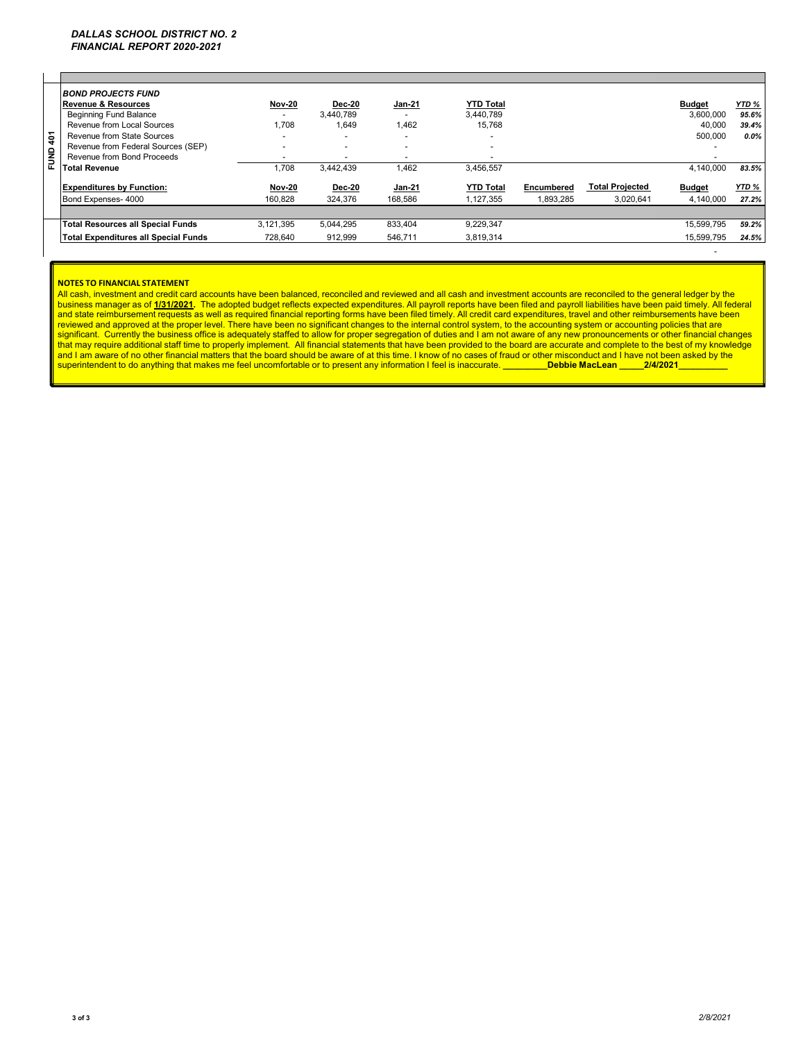*DALLAS SCHOOL DISTRICT NO. 2*
*FINANCIAL REPORT 2020-2021*

**FUND 401**

| ***BOND PROJECTS FUND*** | | | | | | | | |
|---|---|---|---|---|---|---|---|---|
| **Revenue & Resources** | **Nov-20** | **Dec-20** | **Jan-21** | **YTD Total** | | | **Budget** | ***YTD %*** |
| Beginning Fund Balance | - | 3,440,789 | - | 3,440,789 | | | 3,600,000 | *95.6%* |
| Revenue from Local Sources | 1,708 | 1,649 | 1,462 | 15,768 | | | 40,000 | *39.4%* |
| Revenue from State Sources | - | - | - | - | | | 500,000 | *0.0%* |
| Revenue from Federal Sources (SEP) | - | - | - | - | | | - | |
| Revenue from Bond Proceeds | - | - | - | - | | | - | |
| **Total Revenue** | 1,708 | 3,442,439 | 1,462 | 3,456,557 | | | 4,140,000 | *83.5%* |
| **Expenditures by Function:** | **Nov-20** | **Dec-20** | **Jan-21** | **YTD Total** | **Encumbered** | **Total Projected** | **Budget** | ***YTD %*** |
| Bond Expenses- 4000 | 160,828 | 324,376 | 168,586 | 1,127,355 | 1,893,285 | 3,020,641 | 4,140,000 | *27.2%* |
| | | | | | | | | |
| **Total Resources all Special Funds** | 3,121,395 | 5,044,295 | 833,404 | 9,229,347 | | | 15,599,795 | *59.2%* |
| **Total Expenditures all Special Funds** | 728,640 | 912,999 | 546,711 | 3,819,314 | | | 15,599,795 | *24.5%* |
| | | | | | | | - | |

**NOTES TO FINANCIAL STATEMENT**

All cash, investment and credit card accounts have been balanced, reconciled and reviewed and all cash and investment accounts are reconciled to the general ledger by the business manager as of **1/31/2021.** The adopted budget reflects expected expenditures. All payroll reports have been filed and payroll liabilities have been paid timely. All federal and state reimbursement requests as well as required financial reporting forms have been filed timely. All credit card expenditures, travel and other reimbursements have been reviewed and approved at the proper level. There have been no significant changes to the internal control system, to the accounting system or accounting policies that are significant. Currently the business office is adequately staffed to allow for proper segregation of duties and I am not aware of any new pronouncements or other financial changes that may require additional staff time to properly implement. All financial statements that have been provided to the board are accurate and complete to the best of my knowledge and I am aware of no other financial matters that the board should be aware of at this time. I know of no cases of fraud or other misconduct and I have not been asked by the superintendent to do anything that makes me feel uncomfortable or to present any information I feel is inaccurate. _________**Debbie MacLean** _____**2/4/2021**__________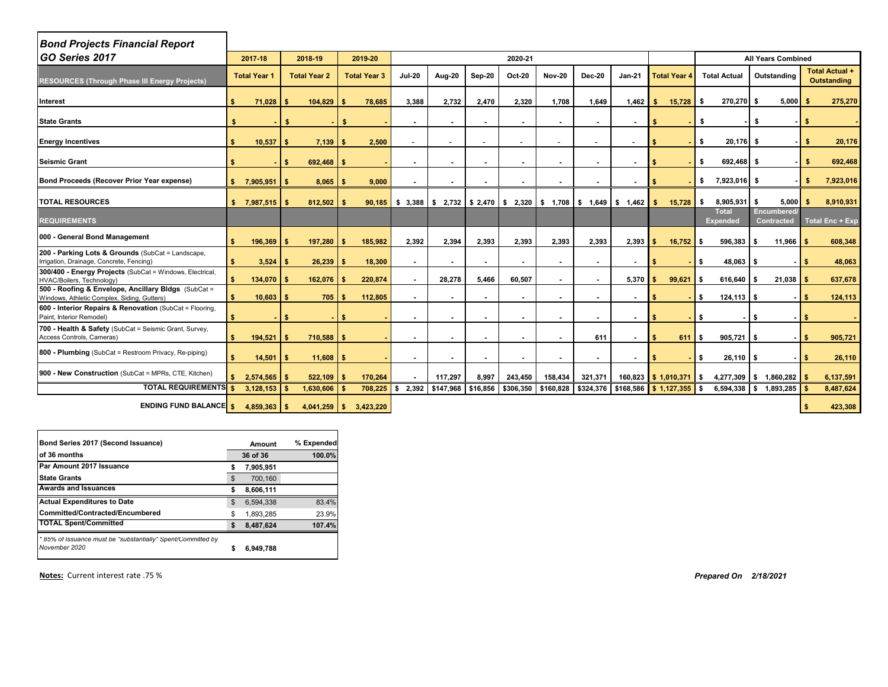## Bond Projects Financial Report
## GO Series 2017

| RESOURCES (Through Phase III Energy Projects) | 2017-18 Total Year 1 | 2018-19 Total Year 2 | 2019-20 Total Year 3 | 2020-21 Jul-20 | Aug-20 | Sep-20 | Oct-20 | Nov-20 | Dec-20 | Jan-21 | Total Year 4 | All Years Combined Total Actual | Outstanding | Total Actual + Outstanding |
|---|---|---|---|---|---|---|---|---|---|---|---|---|---|---|
| Interest | $ 71,028 | $ 104,829 | $ 78,685 | 3,388 | 2,732 | 2,470 | 2,320 | 1,708 | 1,649 | 1,462 | $ 15,728 | $ 270,270 | $ 5,000 | $ 275,270 |
| State Grants | $ - | $ - | $ - | - | - | - | - | - | - | - | $ - | $ - | $ - | $ - |
| Energy Incentives | $ 10,537 | $ 7,139 | $ 2,500 | - | - | - | - | - | - | - | $ - | $ 20,176 | $ - | $ 20,176 |
| Seismic Grant | $ - | $ 692,468 | $ - | - | - | - | - | - | - | - | $ - | $ 692,468 | $ - | $ 692,468 |
| Bond Proceeds (Recover Prior Year expense) | $ 7,905,951 | $ 8,065 | $ 9,000 | - | - | - | - | - | - | - | $ - | $ 7,923,016 | $ - | $ 7,923,016 |
| TOTAL RESOURCES | $ 7,987,515 | $ 812,502 | $ 90,185 | $ 3,388 | $ 2,732 | $ 2,470 | $ 2,320 | $ 1,708 | $ 1,649 | $ 1,462 | $ 15,728 | $ 8,905,931 | $ 5,000 | $ 8,910,931 |
| **REQUIREMENTS** | | | | | | | | | | | | **Total Expended** | **Encumbered/ Contracted** | **Total Enc + Exp** |
| **000 - General Bond Management** | $ 196,369 | $ 197,280 | $ 185,982 | 2,392 | 2,394 | 2,393 | 2,393 | 2,393 | 2,393 | 2,393 | $ 16,752 | $ 596,383 | $ 11,966 | $ 608,348 |
| **200 - Parking Lots & Grounds** (SubCat = Landscape, Irrigation, Drainage, Concrete, Fencing) | $ 3,524 | $ 26,239 | $ 18,300 | - | - | - | - | - | - | - | $ - | $ 48,063 | $ - | $ 48,063 |
| **300/400 - Energy Projects** (SubCat = Windows, Electrical, HVAC/Boilers, Technology) | $ 134,070 | $ 162,076 | $ 220,874 | - | 28,278 | 5,466 | 60,507 | - | - | 5,370 | $ 99,621 | $ 616,640 | $ 21,038 | $ 637,678 |
| **500 - Roofing & Envelope, Ancillary Bldgs** (SubCat = Windows, Athletic Complex, Siding, Gutters) | $ 10,603 | $ 705 | $ 112,805 | - | - | - | - | - | - | - | $ - | $ 124,113 | $ - | $ 124,113 |
| **600 - Interior Repairs & Renovation** (SubCat = Flooring, Paint, Interior Remodel) | $ - | $ - | $ - | - | - | - | - | - | - | - | $ - | $ - | $ - | $ - |
| **700 - Health & Safety** (SubCat = Seismic Grant, Survey, Access Controls, Cameras) | $ 194,521 | $ 710,588 | $ - | - | - | - | - | - | 611 | - | $ 611 | $ 905,721 | $ - | $ 905,721 |
| **800 - Plumbing** (SubCat = Restroom Privacy, Re-piping) | $ 14,501 | $ 11,608 | $ - | - | - | - | - | - | - | - | $ - | $ 26,110 | $ - | $ 26,110 |
| **900 - New Construction** (SubCat = MPRs, CTE, Kitchen) | $ 2,574,565 | $ 522,109 | $ 170,264 | - | 117,297 | 8,997 | 243,450 | 158,434 | 321,371 | 160,823 | $ 1,010,371 | $ 4,277,309 | $ 1,860,282 | $ 6,137,591 |
| **TOTAL REQUIREMENTS** | $ 3,128,153 | $ 1,630,606 | $ 708,225 | $ 2,392 | $147,968 | $16,856 | $306,350 | $160,828 | $324,376 | $168,586 | $ 1,127,355 | $ 6,594,338 | $ 1,893,285 | $ 8,487,624 |
| **ENDING FUND BALANCE** | $ 4,859,363 | $ 4,041,259 | $ 3,423,220 | | | | | | | | | | | $ 423,308 |

| Bond Series 2017 (Second Issuance) | Amount | % Expended |
|---|---|---|
| of 36 months | 36 of 36 | 100.0% |
| Par Amount 2017 Issuance | $ 7,905,951 | |
| State Grants | $ 700,160 | |
| Awards and Issuances | $ 8,606,111 | |
| Actual Expenditures to Date | $ 6,594,338 | 83.4% |
| Committed/Contracted/Encumbered | $ 1,893,285 | 23.9% |
| TOTAL Spent/Committed | $ 8,487,624 | 107.4% |
| *\* 85% of Issuance must be "substantially" Spent/Committed by November 2020* | $ 6,949,788 | |

**Notes:** Current interest rate .75 %

***Prepared On 2/18/2021***